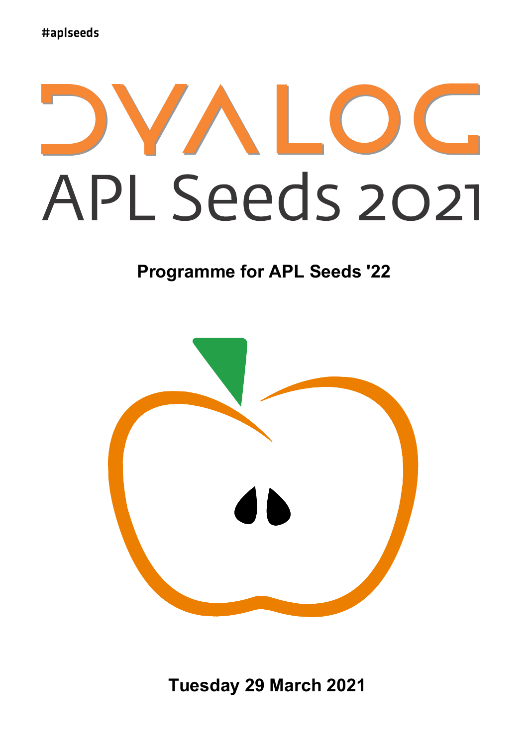#aplseeds

# DYALOG APL Seeds 2021

**Programme for APL Seeds '22**

**Tuesday 29 March 2021**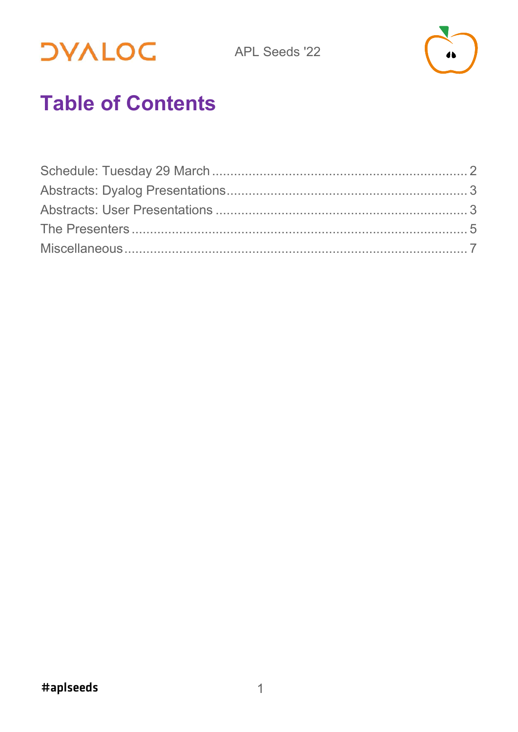# Table of Contents

Schedule: Tuesday 29 March ........ 2
Abstracts: Dyalog Presentations ........ 3
Abstracts: User Presentations ........ 3
The Presenters ........ 5
Miscellaneous ........ 7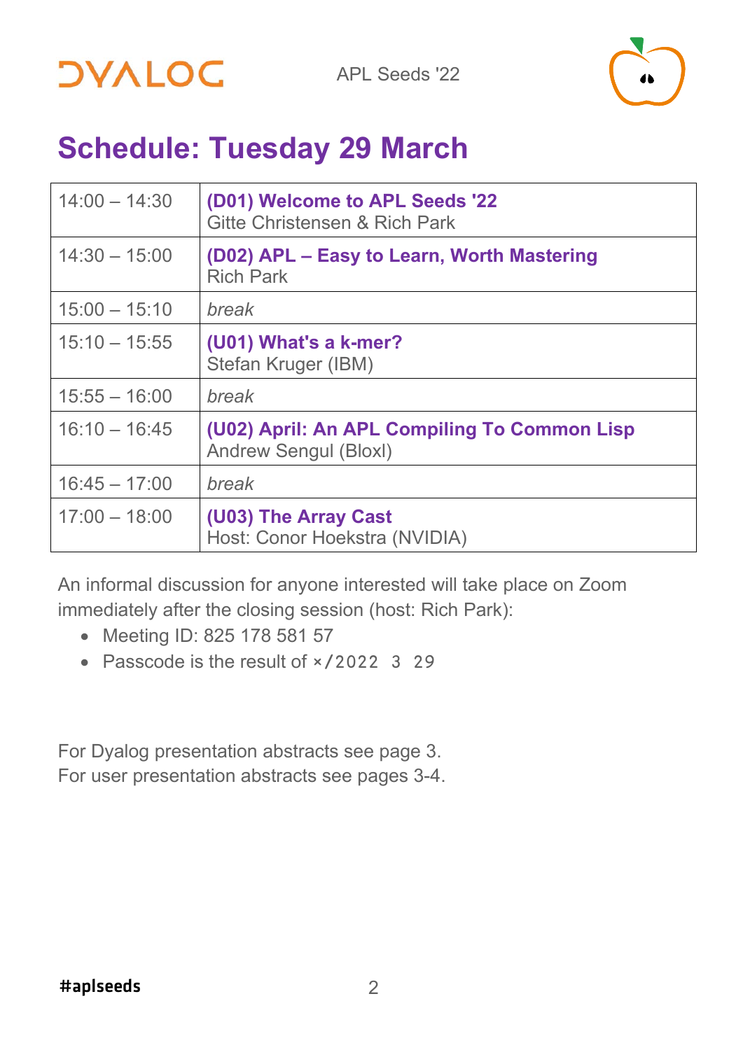# Schedule: Tuesday 29 March

| | |
|---|---|
| 14:00 – 14:30 | **(D01) Welcome to APL Seeds '22**<br>Gitte Christensen & Rich Park |
| 14:30 – 15:00 | **(D02) APL – Easy to Learn, Worth Mastering**<br>Rich Park |
| 15:00 – 15:10 | *break* |
| 15:10 – 15:55 | **(U01) What's a k-mer?**<br>Stefan Kruger (IBM) |
| 15:55 – 16:00 | *break* |
| 16:10 – 16:45 | **(U02) April: An APL Compiling To Common Lisp**<br>Andrew Sengul (Bloxl) |
| 16:45 – 17:00 | *break* |
| 17:00 – 18:00 | **(U03) The Array Cast**<br>Host: Conor Hoekstra (NVIDIA) |

An informal discussion for anyone interested will take place on Zoom immediately after the closing session (host: Rich Park):

- Meeting ID: 825 178 581 57
- Passcode is the result of `×/2022 3 29`

For Dyalog presentation abstracts see page 3.
For user presentation abstracts see pages 3-4.

#aplseeds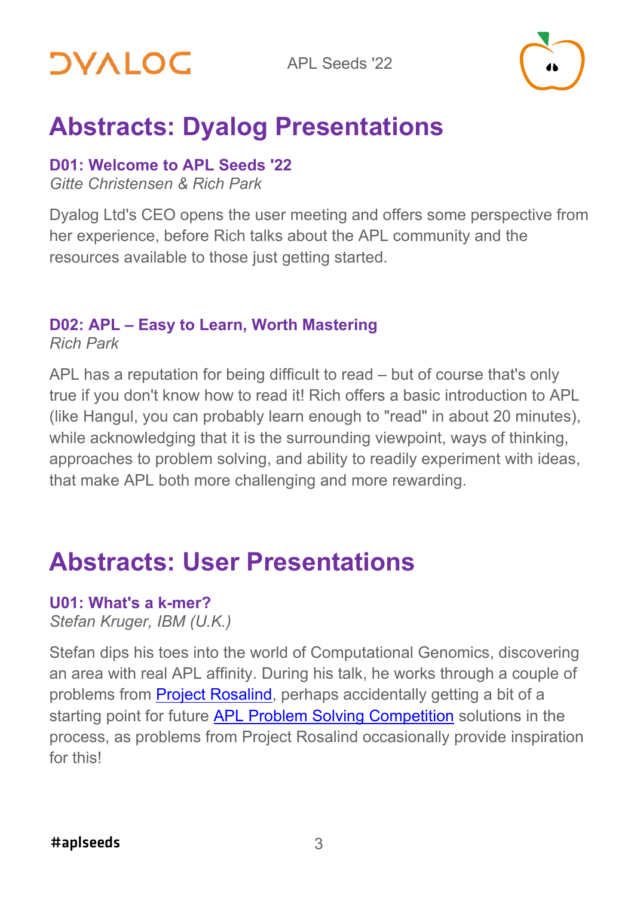# Abstracts: Dyalog Presentations

### D01: Welcome to APL Seeds '22

*Gitte Christensen & Rich Park*

Dyalog Ltd's CEO opens the user meeting and offers some perspective from her experience, before Rich talks about the APL community and the resources available to those just getting started.

### D02: APL – Easy to Learn, Worth Mastering

*Rich Park*

APL has a reputation for being difficult to read – but of course that's only true if you don't know how to read it! Rich offers a basic introduction to APL (like Hangul, you can probably learn enough to "read" in about 20 minutes), while acknowledging that it is the surrounding viewpoint, ways of thinking, approaches to problem solving, and ability to readily experiment with ideas, that make APL both more challenging and more rewarding.

# Abstracts: User Presentations

### U01: What's a k-mer?

*Stefan Kruger, IBM (U.K.)*

Stefan dips his toes into the world of Computational Genomics, discovering an area with real APL affinity. During his talk, he works through a couple of problems from Project Rosalind, perhaps accidentally getting a bit of a starting point for future APL Problem Solving Competition solutions in the process, as problems from Project Rosalind occasionally provide inspiration for this!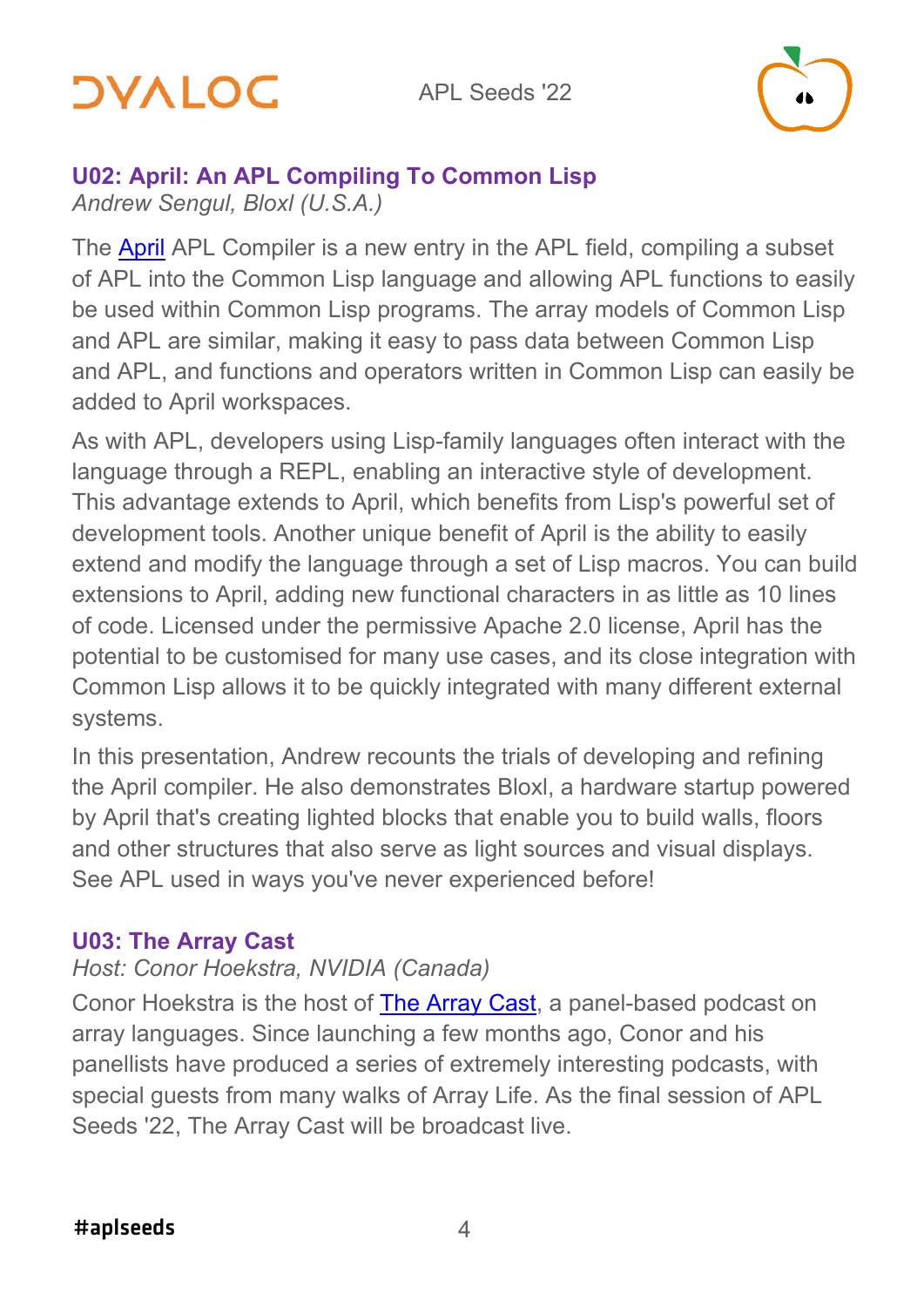### U02: April: An APL Compiling To Common Lisp

*Andrew Sengul, Bloxl (U.S.A.)*

The April APL Compiler is a new entry in the APL field, compiling a subset of APL into the Common Lisp language and allowing APL functions to easily be used within Common Lisp programs. The array models of Common Lisp and APL are similar, making it easy to pass data between Common Lisp and APL, and functions and operators written in Common Lisp can easily be added to April workspaces.

As with APL, developers using Lisp-family languages often interact with the language through a REPL, enabling an interactive style of development. This advantage extends to April, which benefits from Lisp's powerful set of development tools. Another unique benefit of April is the ability to easily extend and modify the language through a set of Lisp macros. You can build extensions to April, adding new functional characters in as little as 10 lines of code. Licensed under the permissive Apache 2.0 license, April has the potential to be customised for many use cases, and its close integration with Common Lisp allows it to be quickly integrated with many different external systems.

In this presentation, Andrew recounts the trials of developing and refining the April compiler. He also demonstrates Bloxl, a hardware startup powered by April that's creating lighted blocks that enable you to build walls, floors and other structures that also serve as light sources and visual displays. See APL used in ways you've never experienced before!

### U03: The Array Cast

*Host: Conor Hoekstra, NVIDIA (Canada)*

Conor Hoekstra is the host of The Array Cast, a panel-based podcast on array languages. Since launching a few months ago, Conor and his panellists have produced a series of extremely interesting podcasts, with special guests from many walks of Array Life. As the final session of APL Seeds '22, The Array Cast will be broadcast live.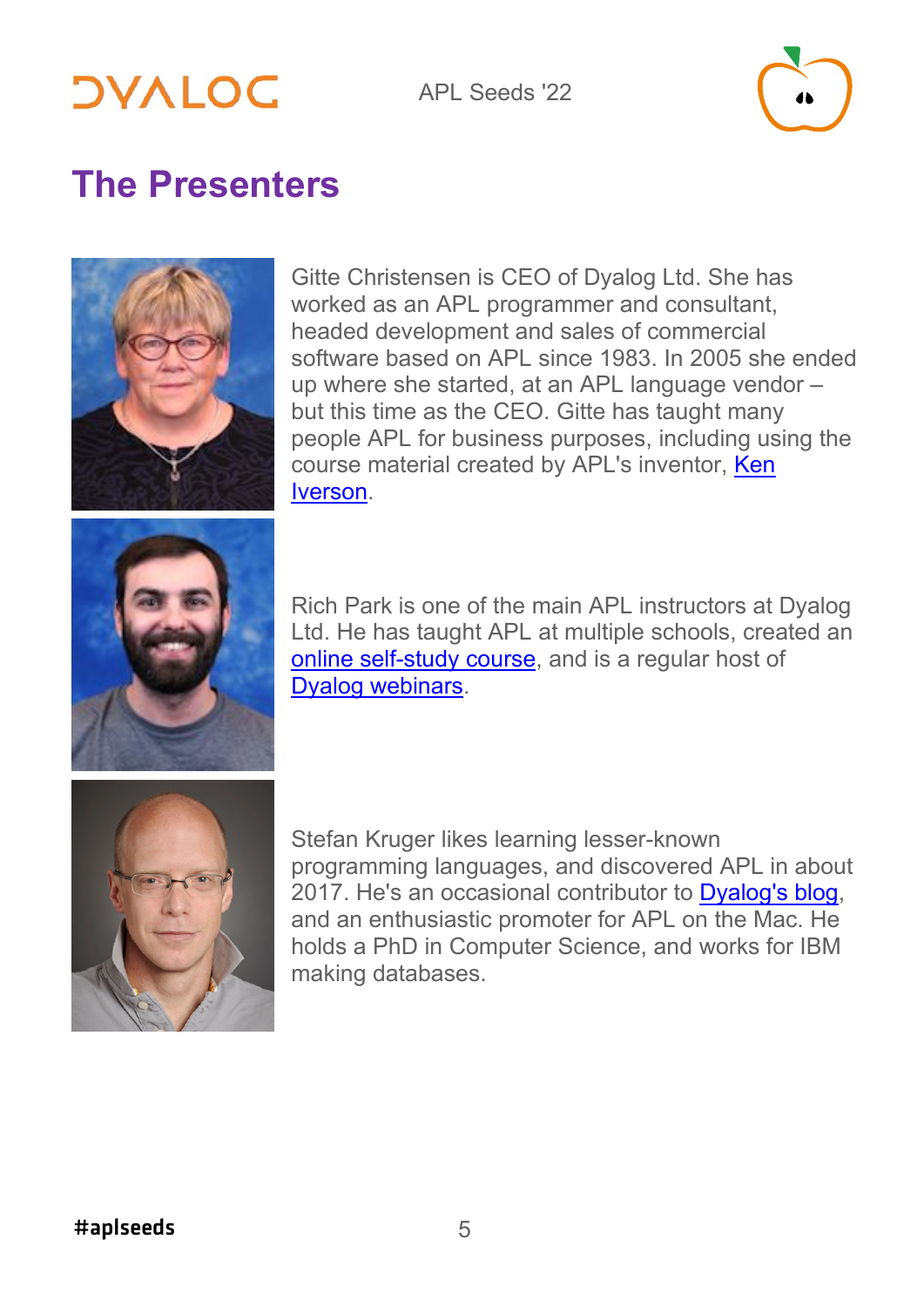# The Presenters

Gitte Christensen is CEO of Dyalog Ltd. She has worked as an APL programmer and consultant, headed development and sales of commercial software based on APL since 1983. In 2005 she ended up where she started, at an APL language vendor – but this time as the CEO. Gitte has taught many people APL for business purposes, including using the course material created by APL's inventor, Ken Iverson.

Rich Park is one of the main APL instructors at Dyalog Ltd. He has taught APL at multiple schools, created an online self-study course, and is a regular host of Dyalog webinars.

Stefan Kruger likes learning lesser-known programming languages, and discovered APL in about 2017. He's an occasional contributor to Dyalog's blog, and an enthusiastic promoter for APL on the Mac. He holds a PhD in Computer Science, and works for IBM making databases.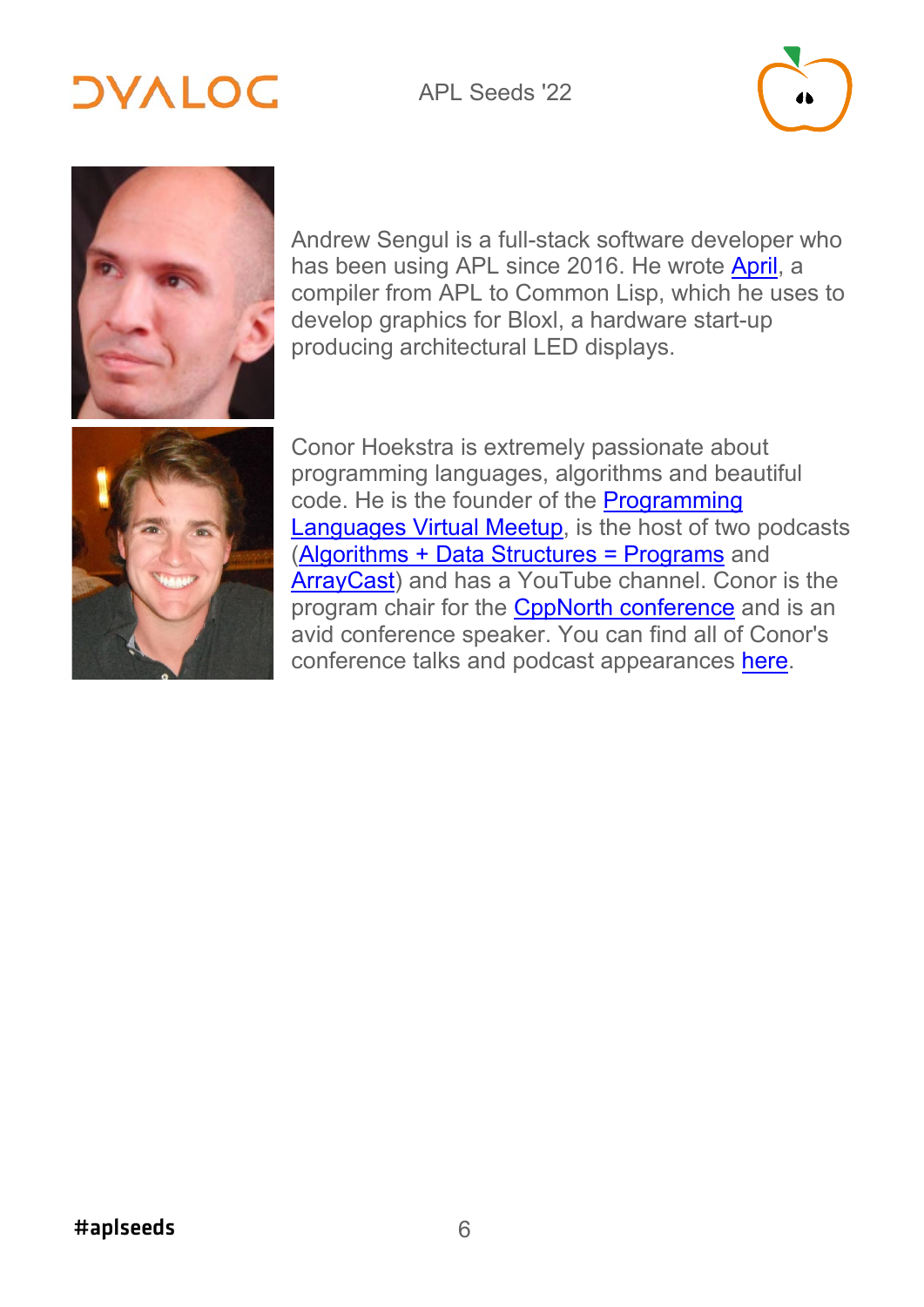Andrew Sengul is a full-stack software developer who has been using APL since 2016. He wrote April, a compiler from APL to Common Lisp, which he uses to develop graphics for Bloxl, a hardware start-up producing architectural LED displays.

Conor Hoekstra is extremely passionate about programming languages, algorithms and beautiful code. He is the founder of the Programming Languages Virtual Meetup, is the host of two podcasts (Algorithms + Data Structures = Programs and ArrayCast) and has a YouTube channel. Conor is the program chair for the CppNorth conference and is an avid conference speaker. You can find all of Conor's conference talks and podcast appearances here.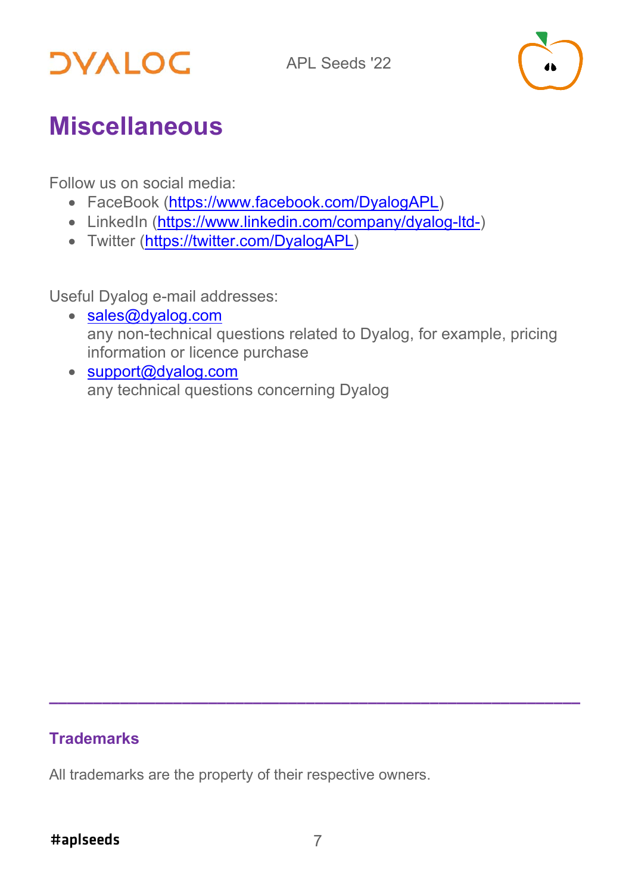# Miscellaneous

Follow us on social media:

- FaceBook (https://www.facebook.com/DyalogAPL)
- LinkedIn (https://www.linkedin.com/company/dyalog-ltd-)
- Twitter (https://twitter.com/DyalogAPL)

Useful Dyalog e-mail addresses:

- sales@dyalog.com
  any non-technical questions related to Dyalog, for example, pricing information or licence purchase
- support@dyalog.com
  any technical questions concerning Dyalog

---

## Trademarks

All trademarks are the property of their respective owners.